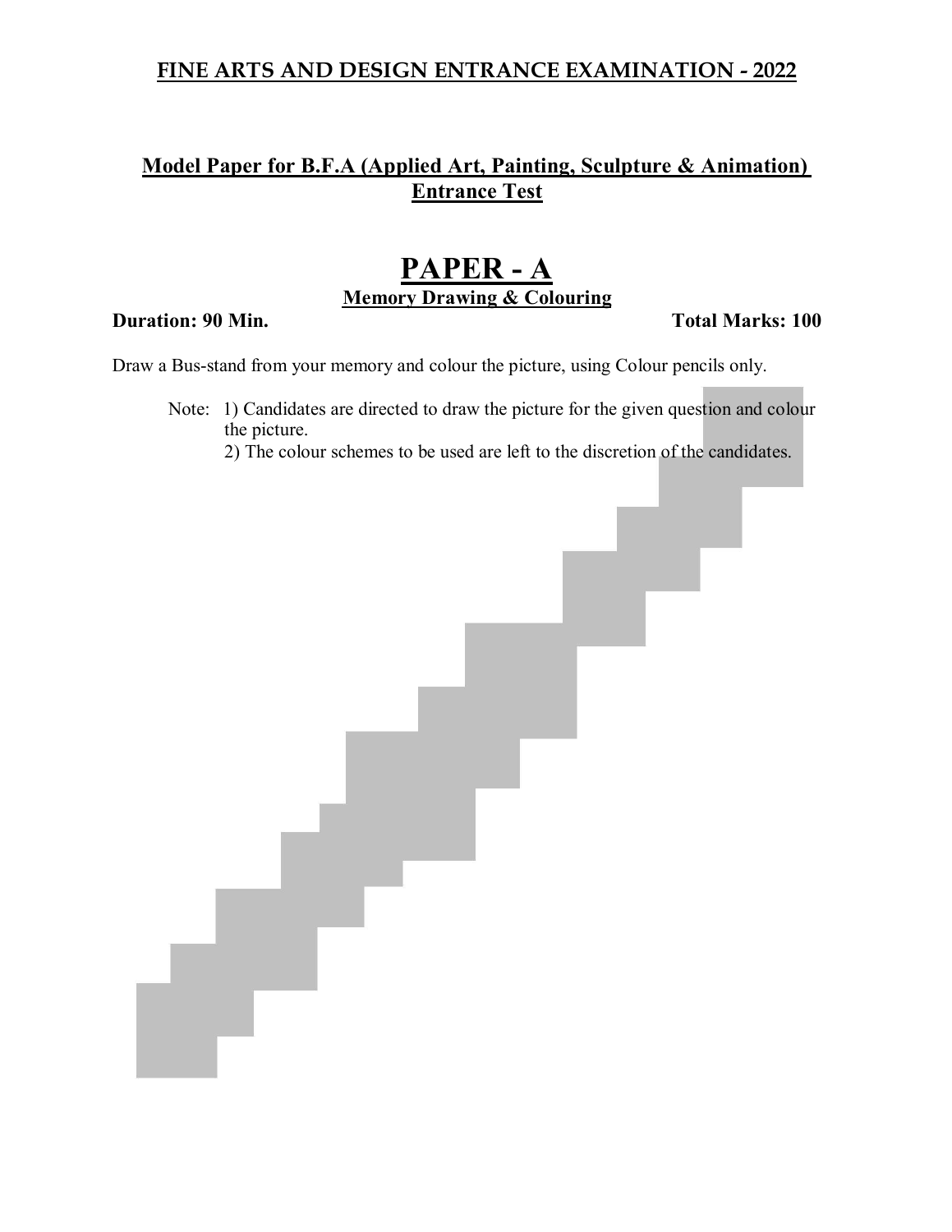# FINE ARTS AND DESIGN ENTRANCE EXAMINATION - 2022

## Model Paper for B.F.A (Applied Art, Painting, Sculpture & Animation) Entrance Test

# PAPER - A

### Memory Drawing & Colouring

**Duration: 90 Min.** **Total Marks: 100**

Draw a Bus-stand from your memory and colour the picture, using Colour pencils only.

Note: 1) Candidates are directed to draw the picture for the given question and colour the picture.
2) The colour schemes to be used are left to the discretion of the candidates.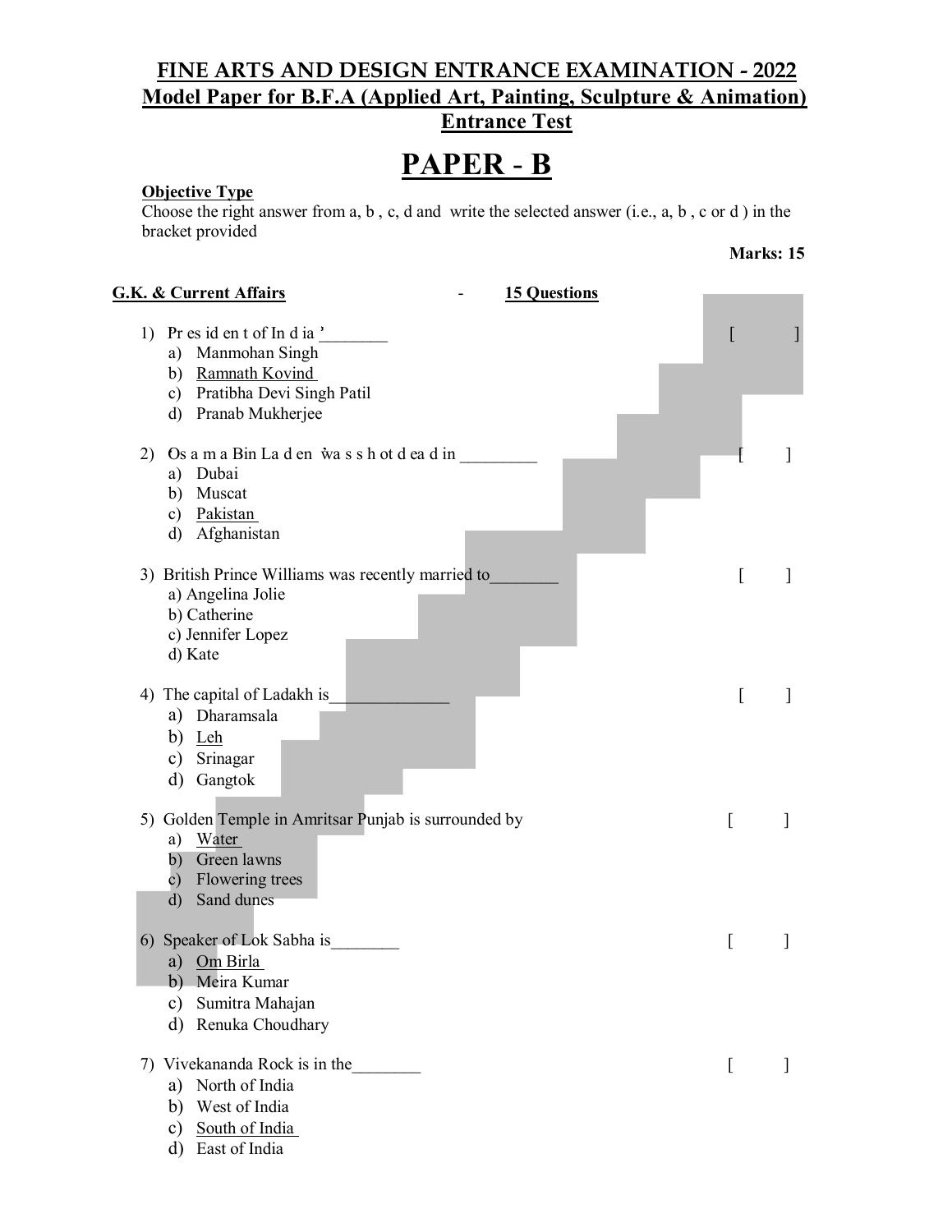# FINE ARTS AND DESIGN ENTRANCE EXAMINATION - 2022

## Model Paper for B.F.A (Applied Art, Painting, Sculpture & Animation) Entrance Test

# PAPER - B

**Objective Type**

Choose the right answer from a, b , c, d and write the selected answer (i.e., a, b , c or d ) in the bracket provided

**Marks: 15**

**G.K. & Current Affairs** - **15 Questions**

1) President of India ________ [ ]
   a) Manmohan Singh
   b) Ramnath Kovind
   c) Pratibha Devi Singh Patil
   d) Pranab Mukherjee

2) Osama Bin Laden was shot dead in _________ [ ]
   a) Dubai
   b) Muscat
   c) Pakistan
   d) Afghanistan

3) British Prince Williams was recently married to________ [ ]
   a) Angelina Jolie
   b) Catherine
   c) Jennifer Lopez
   d) Kate

4) The capital of Ladakh is______________ [ ]
   a) Dharamsala
   b) Leh
   c) Srinagar
   d) Gangtok

5) Golden Temple in Amritsar Punjab is surrounded by [ ]
   a) Water
   b) Green lawns
   c) Flowering trees
   d) Sand dunes

6) Speaker of Lok Sabha is________ [ ]
   a) Om Birla
   b) Meira Kumar
   c) Sumitra Mahajan
   d) Renuka Choudhary

7) Vivekananda Rock is in the________ [ ]
   a) North of India
   b) West of India
   c) South of India
   d) East of India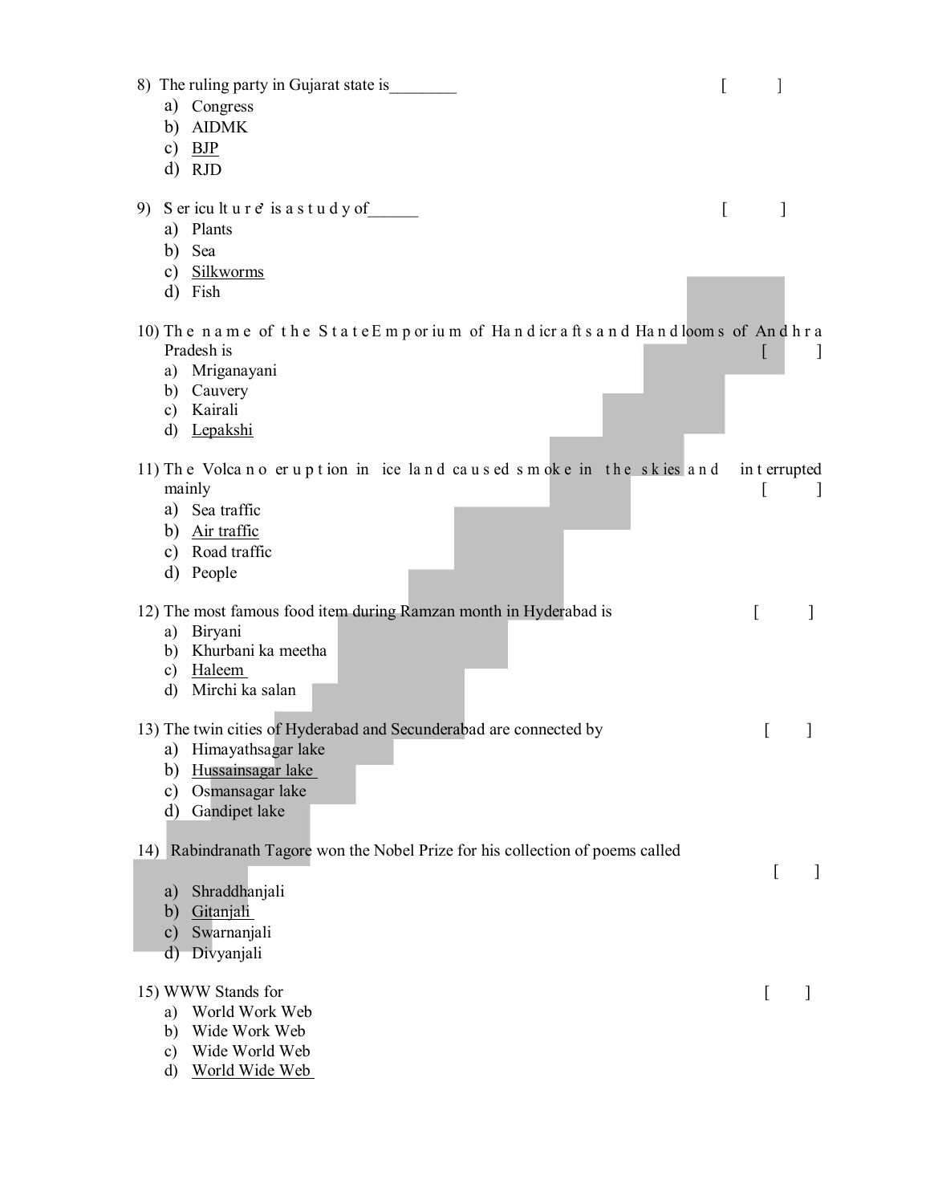8) The ruling party in Gujarat state is________ [ ]

a) Congress
b) AIDMK
c) BJP
d) RJD

9) Sericulture is a study of______ [ ]

a) Plants
b) Sea
c) Silkworms
d) Fish

10) The name of the State Emporium of Handicrafts and Handlooms of Andhra Pradesh is [ ]

a) Mriganayani
b) Cauvery
c) Kairali
d) Lepakshi

11) The Volcano eruption in iceland caused smoke in the skies and interrupted mainly [ ]

a) Sea traffic
b) Air traffic
c) Road traffic
d) People

12) The most famous food item during Ramzan month in Hyderabad is [ ]

a) Biryani
b) Khurbani ka meetha
c) Haleem
d) Mirchi ka salan

13) The twin cities of Hyderabad and Secunderabad are connected by [ ]

a) Himayathsagar lake
b) Hussainsagar lake
c) Osmansagar lake
d) Gandipet lake

14) Rabindranath Tagore won the Nobel Prize for his collection of poems called [ ]

a) Shraddhanjali
b) Gitanjali
c) Swarnanjali
d) Divyanjali

15) WWW Stands for [ ]

a) World Work Web
b) Wide Work Web
c) Wide World Web
d) World Wide Web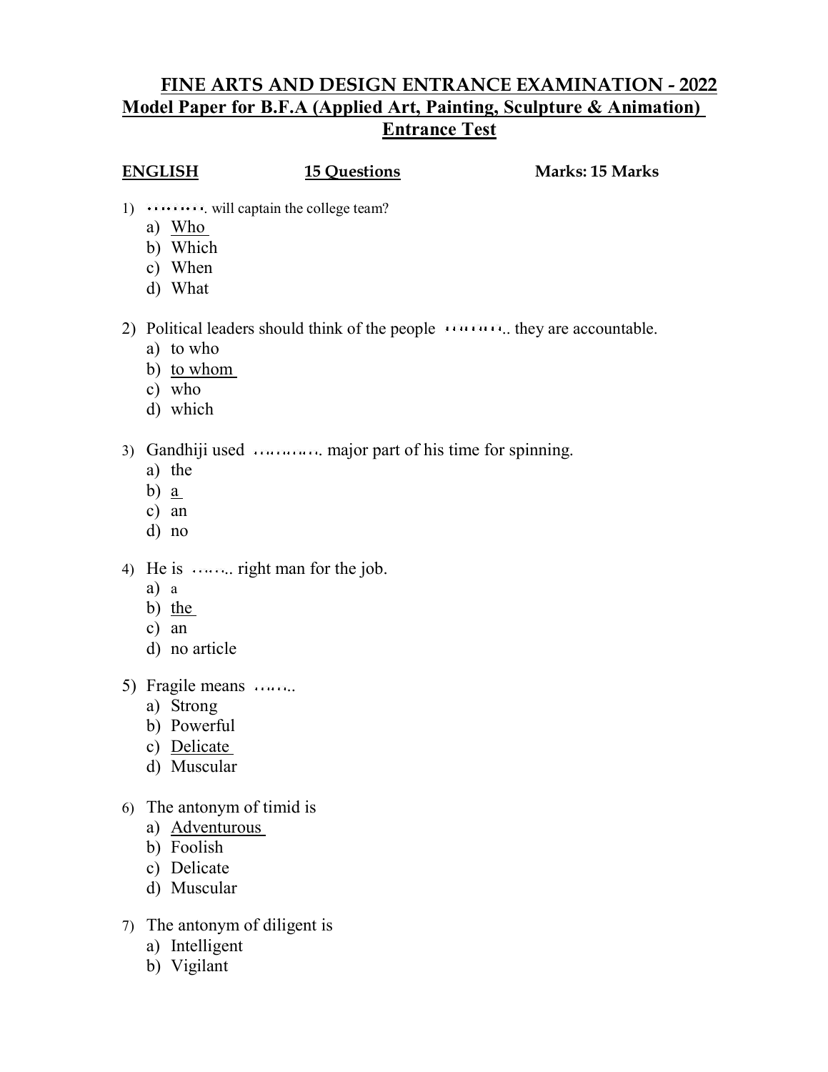# FINE ARTS AND DESIGN ENTRANCE EXAMINATION - 2022

## Model Paper for B.F.A (Applied Art, Painting, Sculpture & Animation) Entrance Test

**ENGLISH** **15 Questions** **Marks: 15 Marks**

1) ………. will captain the college team?
   a) <u>Who</u>
   b) Which
   c) When
   d) What

2) Political leaders should think of the people ……….. they are accountable.
   a) to who
   b) <u>to whom</u>
   c) who
   d) which

3) Gandhiji used ………… major part of his time for spinning.
   a) the
   b) <u>a</u>
   c) an
   d) no

4) He is …….. right man for the job.
   a) a
   b) <u>the</u>
   c) an
   d) no article

5) Fragile means ……..
   a) Strong
   b) Powerful
   c) <u>Delicate</u>
   d) Muscular

6) The antonym of timid is
   a) <u>Adventurous</u>
   b) Foolish
   c) Delicate
   d) Muscular

7) The antonym of diligent is
   a) Intelligent
   b) Vigilant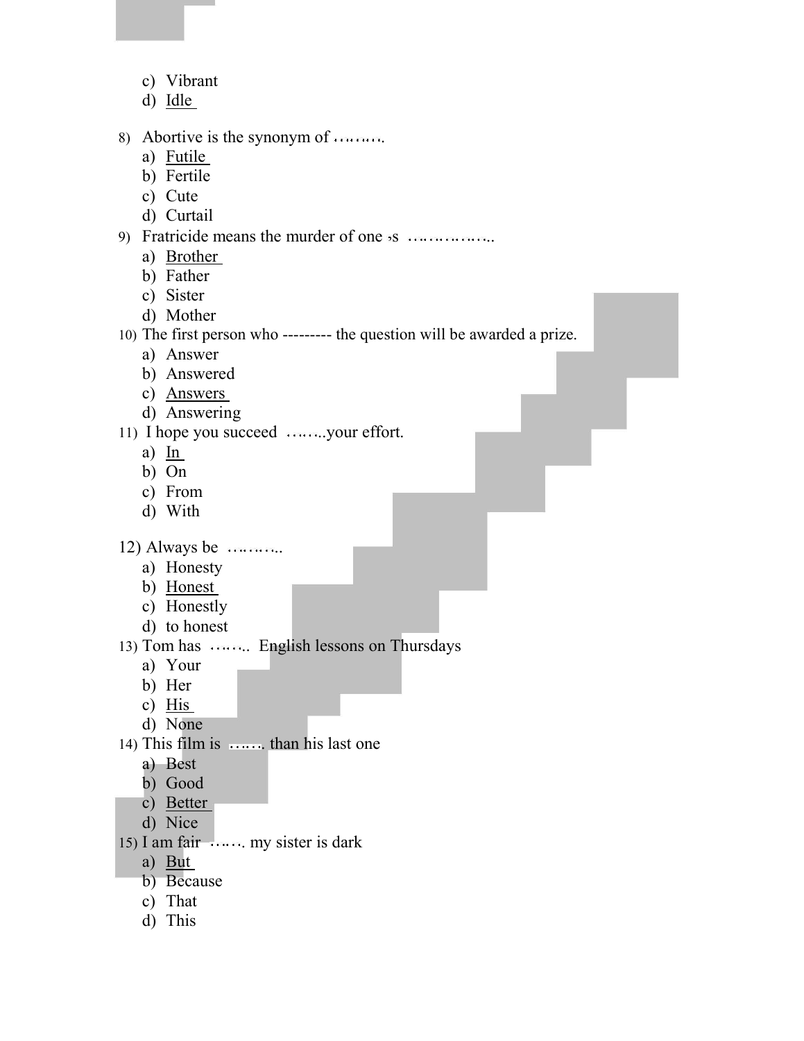c) Vibrant
d) <u>Idle</u>

8) Abortive is the synonym of ………
   a) <u>Futile</u>
   b) Fertile
   c) Cute
   d) Curtail
9) Fratricide means the murder of one ›s ……………..
   a) <u>Brother</u>
   b) Father
   c) Sister
   d) Mother
10) The first person who --------- the question will be awarded a prize.
   a) Answer
   b) Answered
   c) <u>Answers</u>
   d) Answering
11) I hope you succeed ……..your effort.
   a) <u>In</u>
   b) On
   c) From
   d) With

12) Always be ………..
   a) Honesty
   b) <u>Honest</u>
   c) Honestly
   d) to honest
13) Tom has …….. English lessons on Thursdays
   a) Your
   b) Her
   c) <u>His</u>
   d) None
14) This film is ……. than his last one
   a) Best
   b) Good
   c) <u>Better</u>
   d) Nice
15) I am fair ……. my sister is dark
   a) <u>But</u>
   b) Because
   c) That
   d) This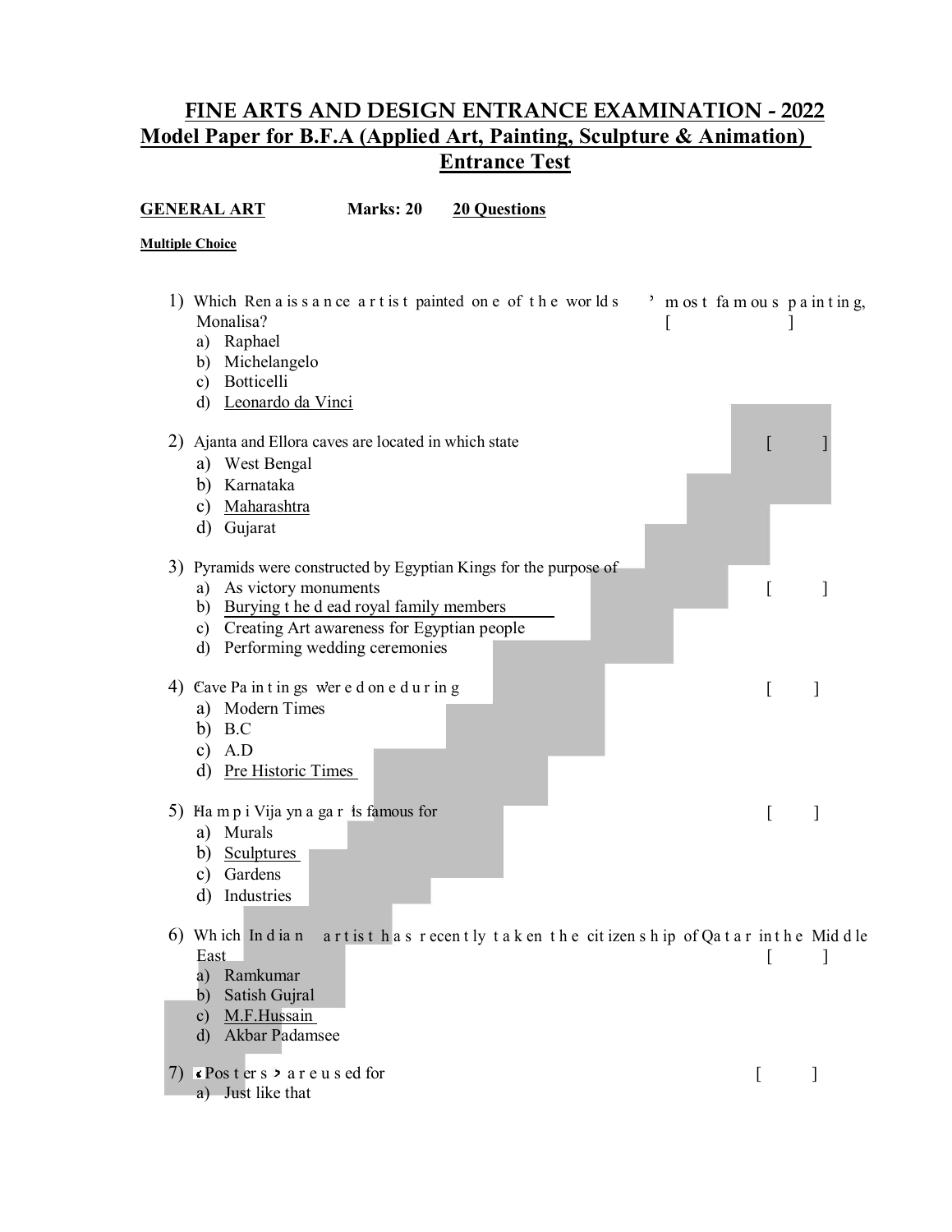# FINE ARTS AND DESIGN ENTRANCE EXAMINATION - 2022

## Model Paper for B.F.A (Applied Art, Painting, Sculpture & Animation) Entrance Test

**GENERAL ART** **Marks: 20** **20 Questions**

**Multiple Choice**

1) Which Renaissance artist painted one of the worlds' most famous painting, Monalisa? [ ]
   - a) Raphael
   - b) Michelangelo
   - c) Botticelli
   - d) Leonardo da Vinci

2) Ajanta and Ellora caves are located in which state [ ]
   - a) West Bengal
   - b) Karnataka
   - c) Maharashtra
   - d) Gujarat

3) Pyramids were constructed by Egyptian Kings for the purpose of [ ]
   - a) As victory monuments
   - b) Burying the dead royal family members
   - c) Creating Art awareness for Egyptian people
   - d) Performing wedding ceremonies

4) Cave Paintings were done during [ ]
   - a) Modern Times
   - b) B.C
   - c) A.D
   - d) Pre Historic Times

5) Hampi Vijayanagar is famous for [ ]
   - a) Murals
   - b) Sculptures
   - c) Gardens
   - d) Industries

6) Which Indian artist has recently taken the citizenship of Qatar in the Middle East [ ]
   - a) Ramkumar
   - b) Satish Gujral
   - c) M.F.Hussain
   - d) Akbar Padamsee

7) 'Posters' are used for [ ]
   - a) Just like that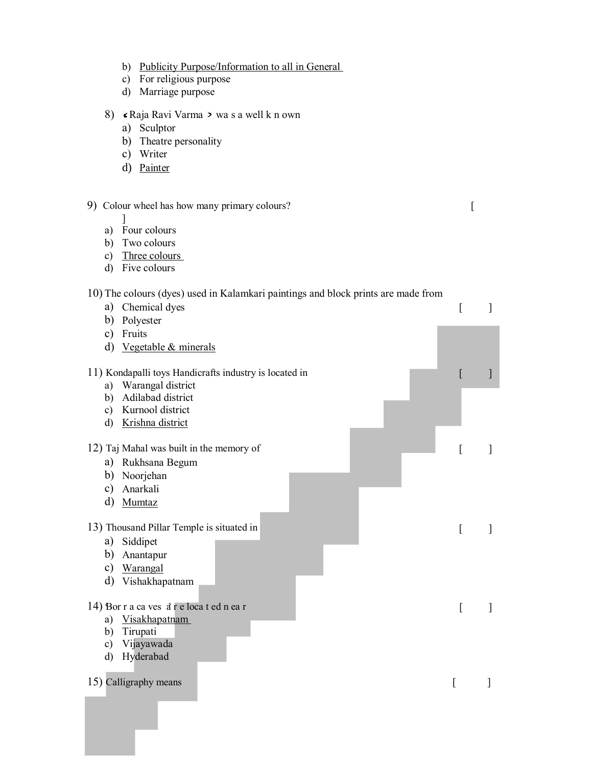b) Publicity Purpose/Information to all in General
c) For religious purpose
d) Marriage purpose

8) Raja Ravi Varma was a well known
  a) Sculptor
  b) Theatre personality
  c) Writer
  d) Painter

9) Colour wheel has how many primary colours? [ ]
  a) Four colours
  b) Two colours
  c) Three colours
  d) Five colours

10) The colours (dyes) used in Kalamkari paintings and block prints are made from [ ]
  a) Chemical dyes
  b) Polyester
  c) Fruits
  d) Vegetable & minerals

11) Kondapalli toys Handicrafts industry is located in [ ]
  a) Warangal district
  b) Adilabad district
  c) Kurnool district
  d) Krishna district

12) Taj Mahal was built in the memory of [ ]
  a) Rukhsana Begum
  b) Noorjehan
  c) Anarkali
  d) Mumtaz

13) Thousand Pillar Temple is situated in [ ]
  a) Siddipet
  b) Anantapur
  c) Warangal
  d) Vishakhapatnam

14) Borra caves are located near [ ]
  a) Visakhapatnam
  b) Tirupati
  c) Vijayawada
  d) Hyderabad

15) Calligraphy means [ ]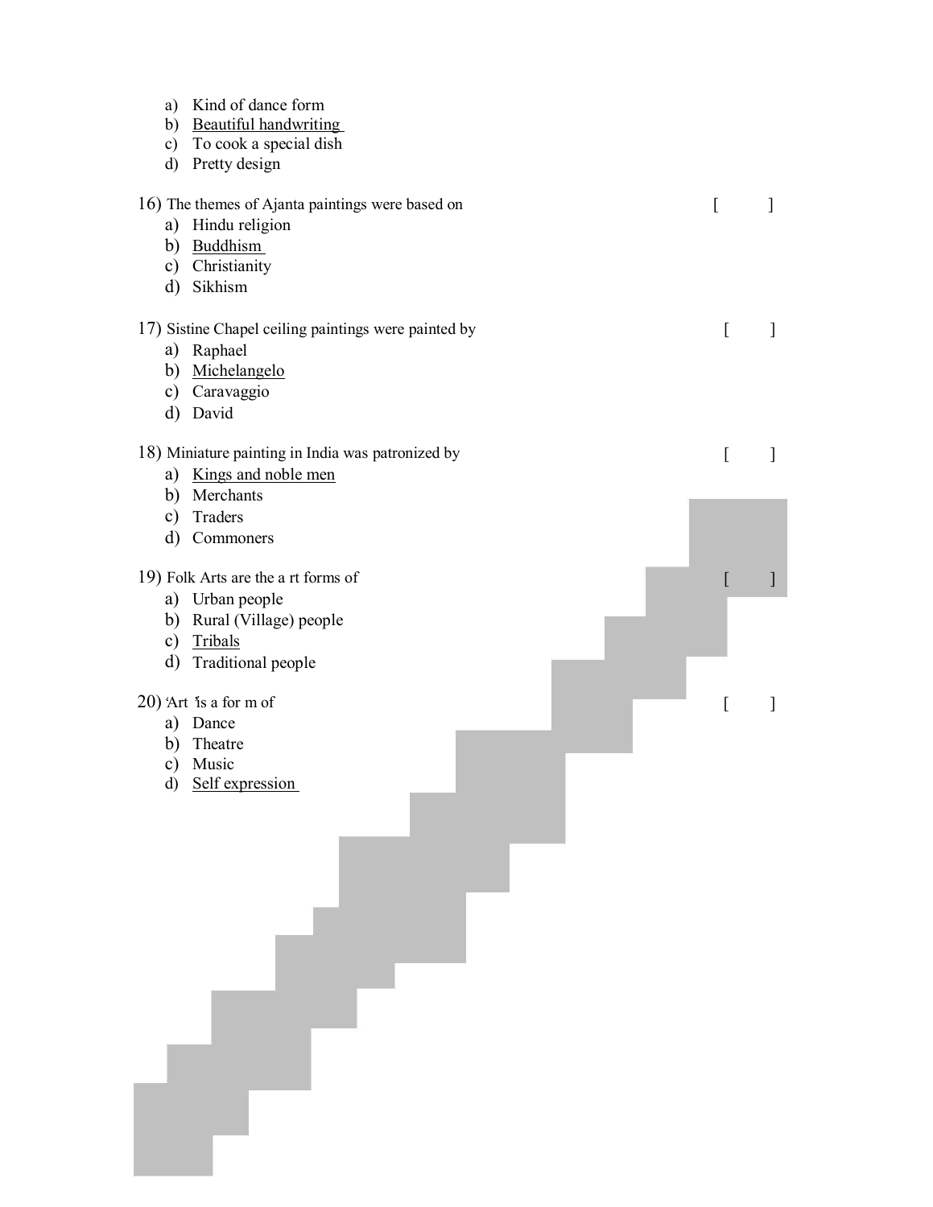a) Kind of dance form
b) <u>Beautiful handwriting</u>
c) To cook a special dish
d) Pretty design

16) The themes of Ajanta paintings were based on [ ]
a) Hindu religion
b) <u>Buddhism</u>
c) Christianity
d) Sikhism

17) Sistine Chapel ceiling paintings were painted by [ ]
a) Raphael
b) <u>Michelangelo</u>
c) Caravaggio
d) David

18) Miniature painting in India was patronized by [ ]
a) <u>Kings and noble men</u>
b) Merchants
c) Traders
d) Commoners

19) Folk Arts are the a rt forms of [ ]
a) Urban people
b) Rural (Village) people
c) <u>Tribals</u>
d) Traditional people

20) 'Art 'is a for m of [ ]
a) Dance
b) Theatre
c) Music
d) <u>Self expression</u>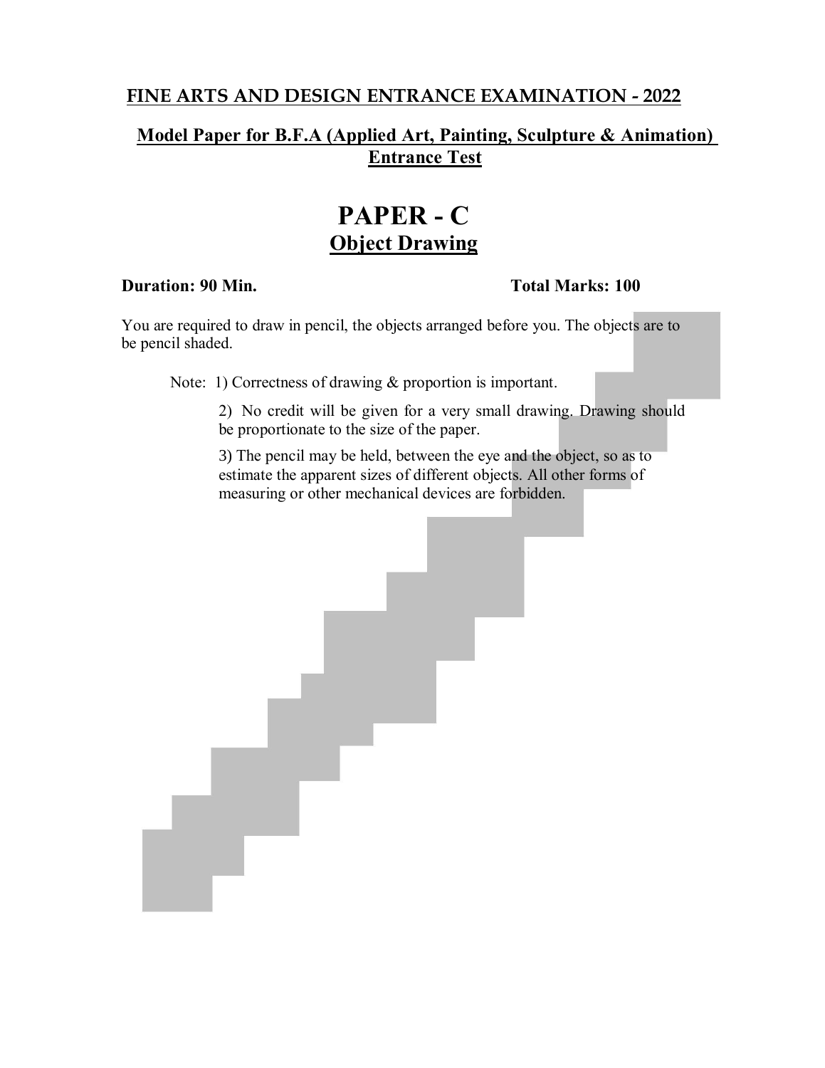## FINE ARTS AND DESIGN ENTRANCE EXAMINATION - 2022

### Model Paper for B.F.A (Applied Art, Painting, Sculpture & Animation) Entrance Test

# PAPER - C

## Object Drawing

**Duration: 90 Min.** **Total Marks: 100**

You are required to draw in pencil, the objects arranged before you. The objects are to be pencil shaded.

Note: 1) Correctness of drawing & proportion is important.

2) No credit will be given for a very small drawing. Drawing should be proportionate to the size of the paper.

3) The pencil may be held, between the eye and the object, so as to estimate the apparent sizes of different objects. All other forms of measuring or other mechanical devices are forbidden.